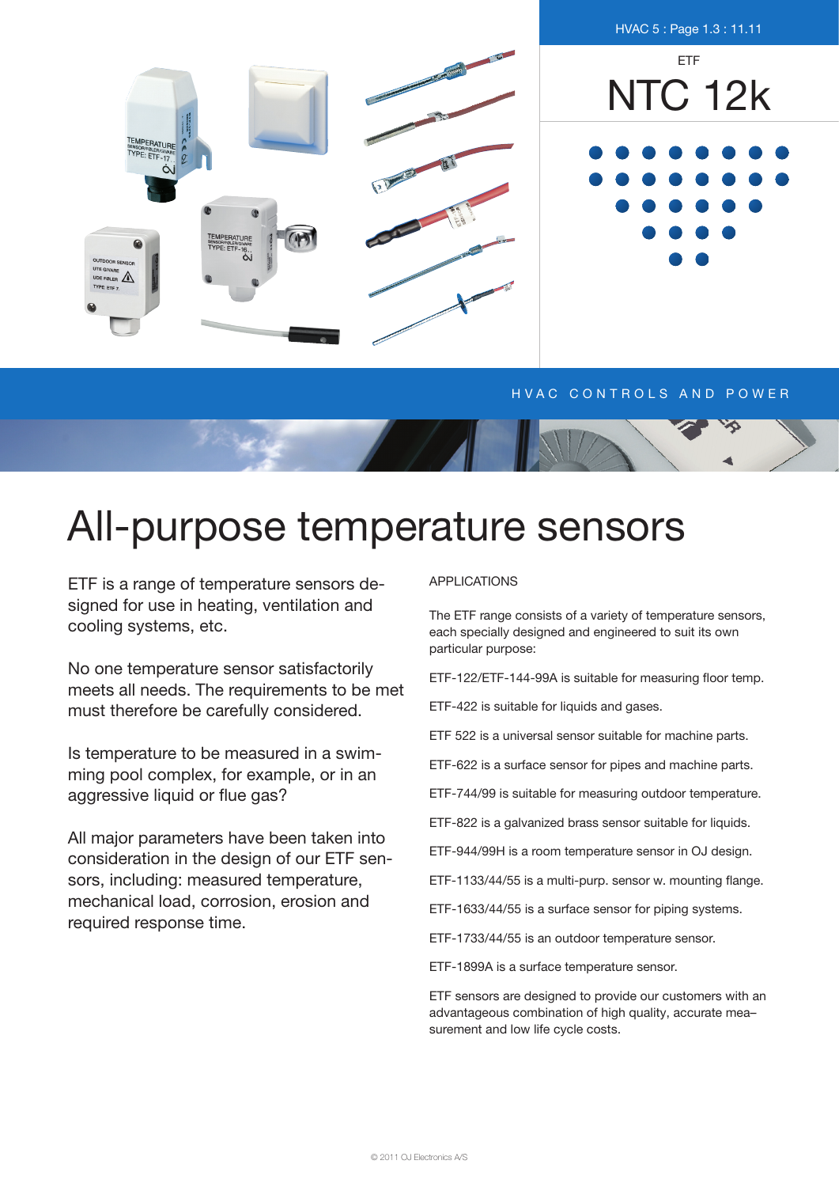ETF

# NTC 12k

HVAC CONTROLS AND POWER

# All-purpose temperature sensors

ETF is a range of temperature sensors designed for use in heating, ventilation and cooling systems, etc.

No one temperature sensor satisfactorily meets all needs. The requirements to be met must therefore be carefully considered.

Is temperature to be measured in a swimming pool complex, for example, or in an aggressive liquid or flue gas?

All major parameters have been taken into consideration in the design of our ETF sensors, including: measured temperature, mechanical load, corrosion, erosion and required response time.

## APPLICATIONS

The ETF range consists of a variety of temperature sensors, each specially designed and engineered to suit its own particular purpose:

ETF-122/ETF-144-99A is suitable for measuring floor temp.

ETF-422 is suitable for liquids and gases.

ETF 522 is a universal sensor suitable for machine parts.

ETF-622 is a surface sensor for pipes and machine parts.

ETF-744/99 is suitable for measuring outdoor temperature.

ETF-822 is a galvanized brass sensor suitable for liquids.

ETF-944/99H is a room temperature sensor in OJ design.

ETF-1133/44/55 is a multi-purp. sensor w. mounting flange.

ETF-1633/44/55 is a surface sensor for piping systems.

ETF-1733/44/55 is an outdoor temperature sensor.

ETF-1899A is a surface temperature sensor.

ETF sensors are designed to provide our customers with an advantageous combination of high quality, accurate mea–surement and low life cycle costs.

© 2011 OJ Electronics A/S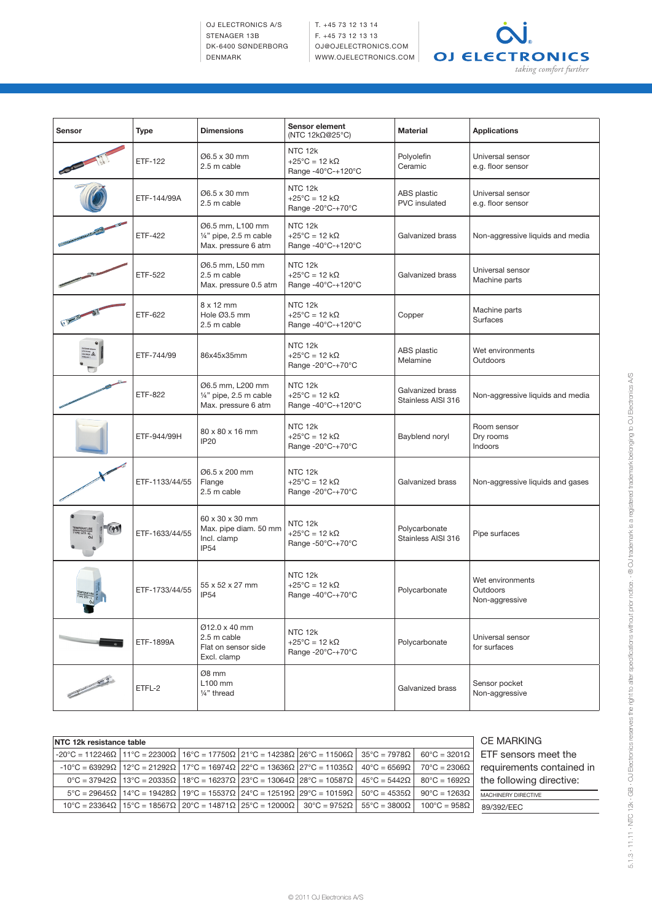OJ ELECTRONICS A/S
STENAGER 13B
DK-6400 SØNDERBORG
DENMARK

T. +45 73 12 13 14
F. +45 73 12 13 13
OJ@OJELECTRONICS.COM
WWW.OJELECTRONICS.COM

OJ ELECTRONICS
*taking comfort further*

| Sensor | Type | Dimensions | Sensor element (NTC 12kΩ@25°C) | Material | Applications |
|---|---|---|---|---|---|
| | ETF-122 | Ø6.5 x 30 mm<br>2.5 m cable | NTC 12k<br>+25°C = 12 kΩ<br>Range -40°C-+120°C | Polyolefin<br>Ceramic | Universal sensor<br>e.g. floor sensor |
| | ETF-144/99A | Ø6.5 x 30 mm<br>2.5 m cable | NTC 12k<br>+25°C = 12 kΩ<br>Range -20°C-+70°C | ABS plastic<br>PVC insulated | Universal sensor<br>e.g. floor sensor |
| | ETF-422 | Ø6.5 mm, L100 mm<br>¼" pipe, 2.5 m cable<br>Max. pressure 6 atm | NTC 12k<br>+25°C = 12 kΩ<br>Range -40°C-+120°C | Galvanized brass | Non-aggressive liquids and media |
| | ETF-522 | Ø6.5 mm, L50 mm<br>2.5 m cable<br>Max. pressure 0.5 atm | NTC 12k<br>+25°C = 12 kΩ<br>Range -40°C-+120°C | Galvanized brass | Universal sensor<br>Machine parts |
| | ETF-622 | 8 x 12 mm<br>Hole Ø3.5 mm<br>2.5 m cable | NTC 12k<br>+25°C = 12 kΩ<br>Range -40°C-+120°C | Copper | Machine parts<br>Surfaces |
| | ETF-744/99 | 86x45x35mm | NTC 12k<br>+25°C = 12 kΩ<br>Range -20°C-+70°C | ABS plastic<br>Melamine | Wet environments<br>Outdoors |
| | ETF-822 | Ø6.5 mm, L200 mm<br>¼" pipe, 2.5 m cable<br>Max. pressure 6 atm | NTC 12k<br>+25°C = 12 kΩ<br>Range -40°C-+120°C | Galvanized brass<br>Stainless AISI 316 | Non-aggressive liquids and media |
| | ETF-944/99H | 80 x 80 x 16 mm<br>IP20 | NTC 12k<br>+25°C = 12 kΩ<br>Range -20°C-+70°C | Bayblend noryl | Room sensor<br>Dry rooms<br>Indoors |
| | ETF-1133/44/55 | Ø6.5 x 200 mm<br>Flange<br>2.5 m cable | NTC 12k<br>+25°C = 12 kΩ<br>Range -20°C-+70°C | Galvanized brass | Non-aggressive liquids and gases |
| | ETF-1633/44/55 | 60 x 30 x 30 mm<br>Max. pipe diam. 50 mm<br>Incl. clamp<br>IP54 | NTC 12k<br>+25°C = 12 kΩ<br>Range -50°C-+70°C | Polycarbonate<br>Stainless AISI 316 | Pipe surfaces |
| | ETF-1733/44/55 | 55 x 52 x 27 mm<br>IP54 | NTC 12k<br>+25°C = 12 kΩ<br>Range -40°C-+70°C | Polycarbonate | Wet environments<br>Outdoors<br>Non-aggressive |
| | ETF-1899A | Ø12.0 x 40 mm<br>2.5 m cable<br>Flat on sensor side<br>Excl. clamp | NTC 12k<br>+25°C = 12 kΩ<br>Range -20°C-+70°C | Polycarbonate | Universal sensor<br>for surfaces |
| | ETFL-2 | Ø8 mm<br>L100 mm<br>¼" thread | | Galvanized brass | Sensor pocket<br>Non-aggressive |

**NTC 12k resistance table**

| | | | | | | |
|---|---|---|---|---|---|---|
| -20°C = 112246Ω | 11°C = 22300Ω | 16°C = 17750Ω | 21°C = 14238Ω | 26°C = 11506Ω | 35°C = 7978Ω | 60°C = 3201Ω |
| -10°C = 63929Ω | 12°C = 21292Ω | 17°C = 16974Ω | 22°C = 13636Ω | 27°C = 11035Ω | 40°C = 6569Ω | 70°C = 2306Ω |
| 0°C = 37942Ω | 13°C = 20335Ω | 18°C = 16237Ω | 23°C = 13064Ω | 28°C = 10587Ω | 45°C = 5442Ω | 80°C = 1692Ω |
| 5°C = 29645Ω | 14°C = 19428Ω | 19°C = 15537Ω | 24°C = 12519Ω | 29°C = 10159Ω | 50°C = 4535Ω | 90°C = 1263Ω |
| 10°C = 23364Ω | 15°C = 18567Ω | 20°C = 14871Ω | 25°C = 12000Ω | 30°C = 9752Ω | 55°C = 3800Ω | 100°C = 958Ω |

## CE MARKING

ETF sensors meet the requirements contained in the following directive:

| MACHINERY DIRECTIVE |
|---|
| 89/392/EEC |

5.1.3 · 11.11 · NTC 12k · GB · OJ Electronics reserves the right to alter specifications without prior notice · ® OJ trademark is a registered trademark belonging to OJ Electronics A/S

© 2011 OJ Electronics A/S